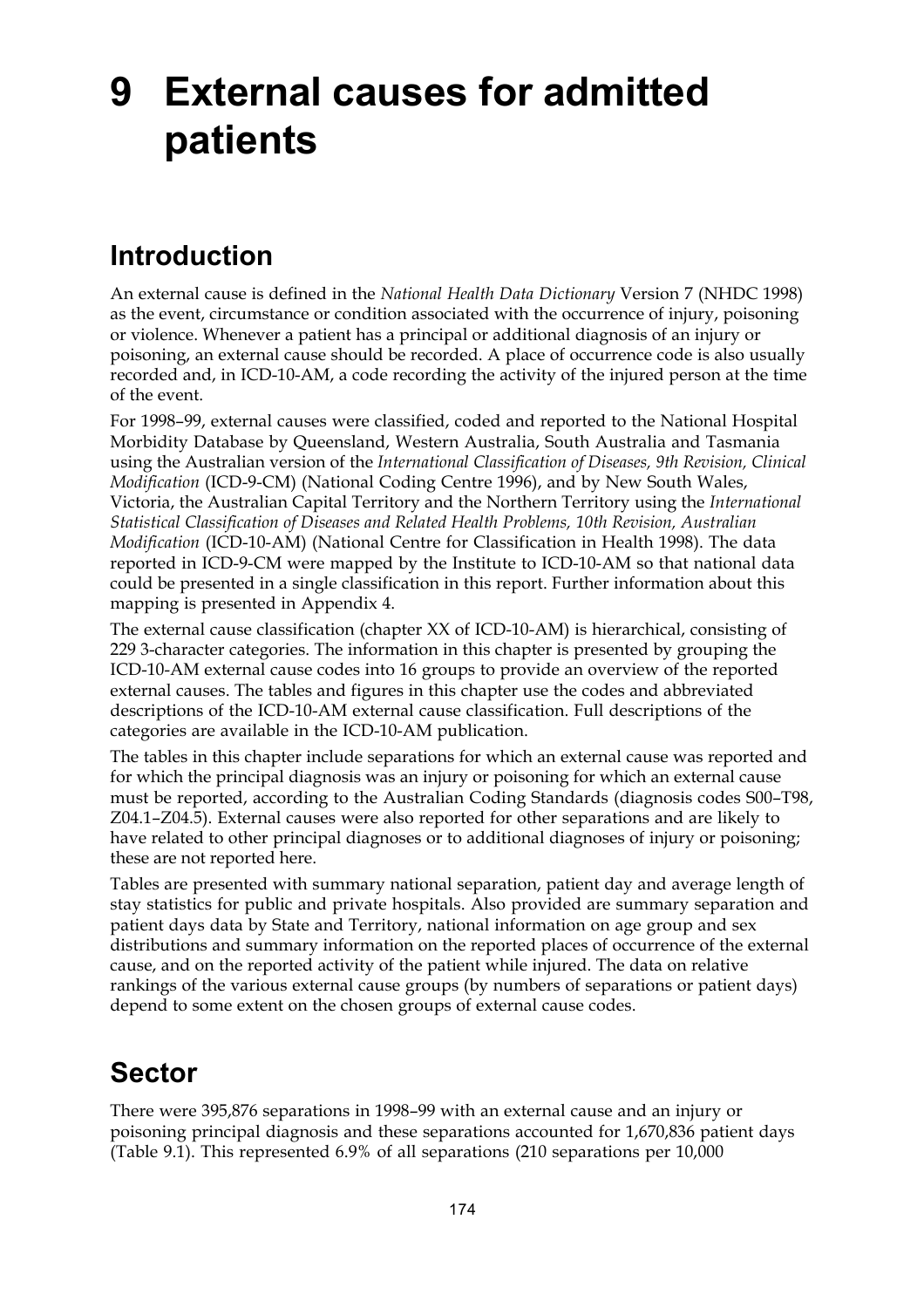# 9 External causes for admitted patients

## Introduction

An external cause is defined in the *National Health Data Dictionary* Version 7 (NHDC 1998) as the event, circumstance or condition associated with the occurrence of injury, poisoning or violence. Whenever a patient has a principal or additional diagnosis of an injury or poisoning, an external cause should be recorded. A place of occurrence code is also usually recorded and, in ICD-10-AM, a code recording the activity of the injured person at the time of the event.

For 1998–99, external causes were classified, coded and reported to the National Hospital Morbidity Database by Queensland, Western Australia, South Australia and Tasmania using the Australian version of the *International Classification of Diseases, 9th Revision, Clinical Modification* (ICD-9-CM) (National Coding Centre 1996), and by New South Wales, Victoria, the Australian Capital Territory and the Northern Territory using the *International Statistical Classification of Diseases and Related Health Problems, 10th Revision, Australian Modification* (ICD-10-AM) (National Centre for Classification in Health 1998). The data reported in ICD-9-CM were mapped by the Institute to ICD-10-AM so that national data could be presented in a single classification in this report. Further information about this mapping is presented in Appendix 4.

The external cause classification (chapter XX of ICD-10-AM) is hierarchical, consisting of 229 3-character categories. The information in this chapter is presented by grouping the ICD-10-AM external cause codes into 16 groups to provide an overview of the reported external causes. The tables and figures in this chapter use the codes and abbreviated descriptions of the ICD-10-AM external cause classification. Full descriptions of the categories are available in the ICD-10-AM publication.

The tables in this chapter include separations for which an external cause was reported and for which the principal diagnosis was an injury or poisoning for which an external cause must be reported, according to the Australian Coding Standards (diagnosis codes S00–T98, Z04.1–Z04.5). External causes were also reported for other separations and are likely to have related to other principal diagnoses or to additional diagnoses of injury or poisoning; these are not reported here.

Tables are presented with summary national separation, patient day and average length of stay statistics for public and private hospitals. Also provided are summary separation and patient days data by State and Territory, national information on age group and sex distributions and summary information on the reported places of occurrence of the external cause, and on the reported activity of the patient while injured. The data on relative rankings of the various external cause groups (by numbers of separations or patient days) depend to some extent on the chosen groups of external cause codes.

## Sector

There were 395,876 separations in 1998–99 with an external cause and an injury or poisoning principal diagnosis and these separations accounted for 1,670,836 patient days (Table 9.1). This represented 6.9% of all separations (210 separations per 10,000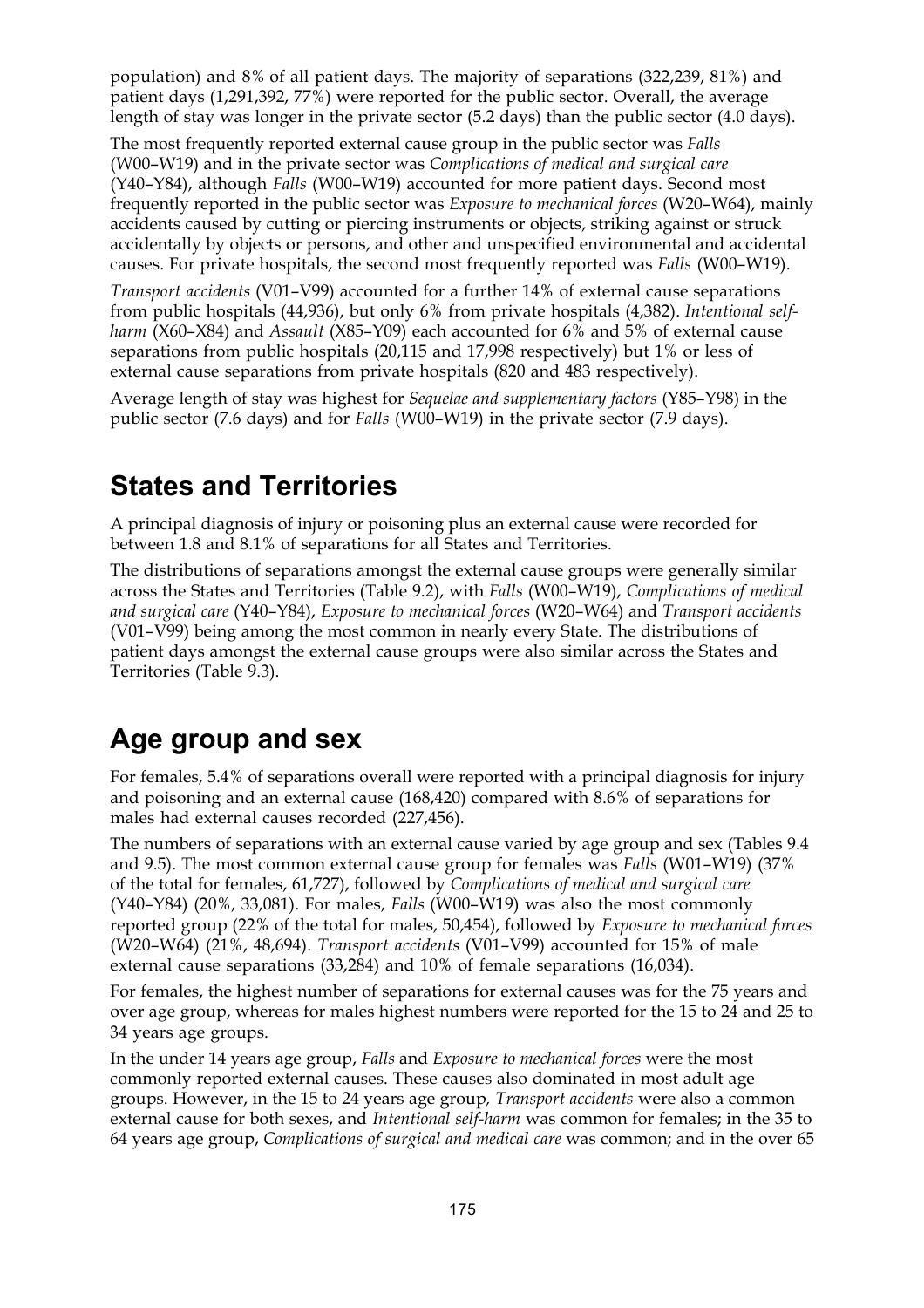population) and 8% of all patient days. The majority of separations (322,239, 81%) and patient days (1,291,392, 77%) were reported for the public sector. Overall, the average length of stay was longer in the private sector (5.2 days) than the public sector (4.0 days).

The most frequently reported external cause group in the public sector was *Falls* (W00–W19) and in the private sector was *Complications of medical and surgical care* (Y40–Y84), although *Falls* (W00–W19) accounted for more patient days. Second most frequently reported in the public sector was *Exposure to mechanical forces* (W20–W64), mainly accidents caused by cutting or piercing instruments or objects, striking against or struck accidentally by objects or persons, and other and unspecified environmental and accidental causes. For private hospitals, the second most frequently reported was *Falls* (W00–W19).

*Transport accidents* (V01–V99) accounted for a further 14% of external cause separations from public hospitals (44,936), but only 6% from private hospitals (4,382). *Intentional self-harm* (X60–X84) and *Assault* (X85–Y09) each accounted for 6% and 5% of external cause separations from public hospitals (20,115 and 17,998 respectively) but 1% or less of external cause separations from private hospitals (820 and 483 respectively).

Average length of stay was highest for *Sequelae and supplementary factors* (Y85–Y98) in the public sector (7.6 days) and for *Falls* (W00–W19) in the private sector (7.9 days).

## States and Territories

A principal diagnosis of injury or poisoning plus an external cause were recorded for between 1.8 and 8.1% of separations for all States and Territories.

The distributions of separations amongst the external cause groups were generally similar across the States and Territories (Table 9.2), with *Falls* (W00–W19), *Complications of medical and surgical care* (Y40–Y84), *Exposure to mechanical forces* (W20–W64) and *Transport accidents* (V01–V99) being among the most common in nearly every State. The distributions of patient days amongst the external cause groups were also similar across the States and Territories (Table 9.3).

## Age group and sex

For females, 5.4% of separations overall were reported with a principal diagnosis for injury and poisoning and an external cause (168,420) compared with 8.6% of separations for males had external causes recorded (227,456).

The numbers of separations with an external cause varied by age group and sex (Tables 9.4 and 9.5). The most common external cause group for females was *Falls* (W01–W19) (37% of the total for females, 61,727), followed by *Complications of medical and surgical care* (Y40–Y84) (20%, 33,081). For males, *Falls* (W00–W19) was also the most commonly reported group (22% of the total for males, 50,454), followed by *Exposure to mechanical forces* (W20–W64) (21%, 48,694). *Transport accidents* (V01–V99) accounted for 15% of male external cause separations (33,284) and 10% of female separations (16,034).

For females, the highest number of separations for external causes was for the 75 years and over age group, whereas for males highest numbers were reported for the 15 to 24 and 25 to 34 years age groups.

In the under 14 years age group, *Falls* and *Exposure to mechanical forces* were the most commonly reported external causes. These causes also dominated in most adult age groups. However, in the 15 to 24 years age group, *Transport accidents* were also a common external cause for both sexes, and *Intentional self-harm* was common for females; in the 35 to 64 years age group, *Complications of surgical and medical care* was common; and in the over 65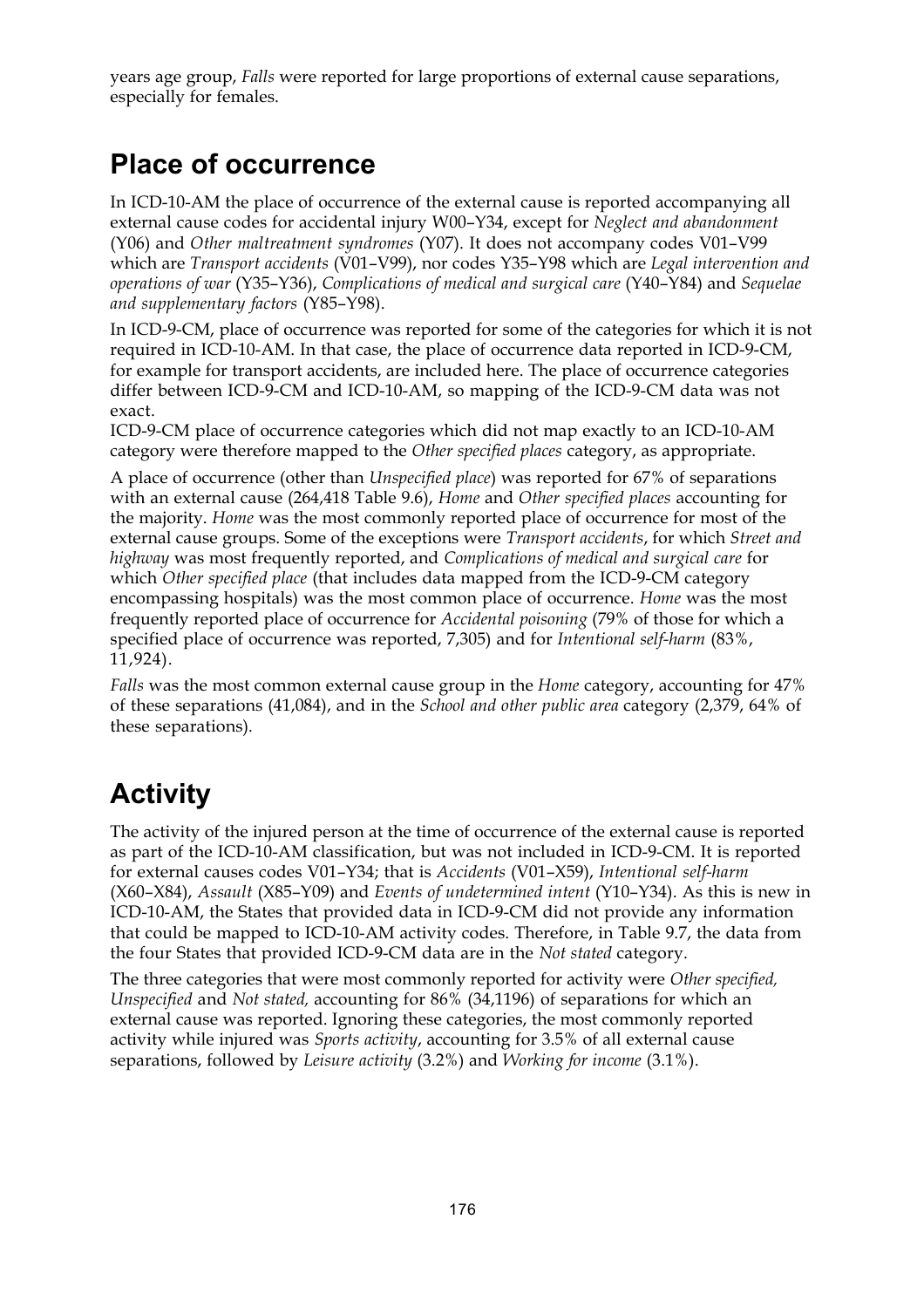years age group, *Falls* were reported for large proportions of external cause separations, especially for females.

## Place of occurrence

In ICD-10-AM the place of occurrence of the external cause is reported accompanying all external cause codes for accidental injury W00–Y34, except for *Neglect and abandonment* (Y06) and *Other maltreatment syndromes* (Y07). It does not accompany codes V01–V99 which are *Transport accidents* (V01–V99), nor codes Y35–Y98 which are *Legal intervention and operations of war* (Y35–Y36), *Complications of medical and surgical care* (Y40–Y84) and *Sequelae and supplementary factors* (Y85–Y98).

In ICD-9-CM, place of occurrence was reported for some of the categories for which it is not required in ICD-10-AM. In that case, the place of occurrence data reported in ICD-9-CM, for example for transport accidents, are included here. The place of occurrence categories differ between ICD-9-CM and ICD-10-AM, so mapping of the ICD-9-CM data was not exact.

ICD-9-CM place of occurrence categories which did not map exactly to an ICD-10-AM category were therefore mapped to the *Other specified places* category, as appropriate.

A place of occurrence (other than *Unspecified place*) was reported for 67% of separations with an external cause (264,418 Table 9.6), *Home* and *Other specified places* accounting for the majority. *Home* was the most commonly reported place of occurrence for most of the external cause groups. Some of the exceptions were *Transport accidents*, for which *Street and highway* was most frequently reported, and *Complications of medical and surgical care* for which *Other specified place* (that includes data mapped from the ICD-9-CM category encompassing hospitals) was the most common place of occurrence. *Home* was the most frequently reported place of occurrence for *Accidental poisoning* (79% of those for which a specified place of occurrence was reported, 7,305) and for *Intentional self-harm* (83%, 11,924).

*Falls* was the most common external cause group in the *Home* category, accounting for 47% of these separations (41,084), and in the *School and other public area* category (2,379, 64% of these separations).

## Activity

The activity of the injured person at the time of occurrence of the external cause is reported as part of the ICD-10-AM classification, but was not included in ICD-9-CM. It is reported for external causes codes V01–Y34; that is *Accidents* (V01–X59), *Intentional self-harm* (X60–X84), *Assault* (X85–Y09) and *Events of undetermined intent* (Y10–Y34). As this is new in ICD-10-AM, the States that provided data in ICD-9-CM did not provide any information that could be mapped to ICD-10-AM activity codes. Therefore, in Table 9.7, the data from the four States that provided ICD-9-CM data are in the *Not stated* category.

The three categories that were most commonly reported for activity were *Other specified, Unspecified* and *Not stated,* accounting for 86% (34,1196) of separations for which an external cause was reported. Ignoring these categories, the most commonly reported activity while injured was *Sports activity*, accounting for 3.5% of all external cause separations, followed by *Leisure activity* (3.2%) and *Working for income* (3.1%).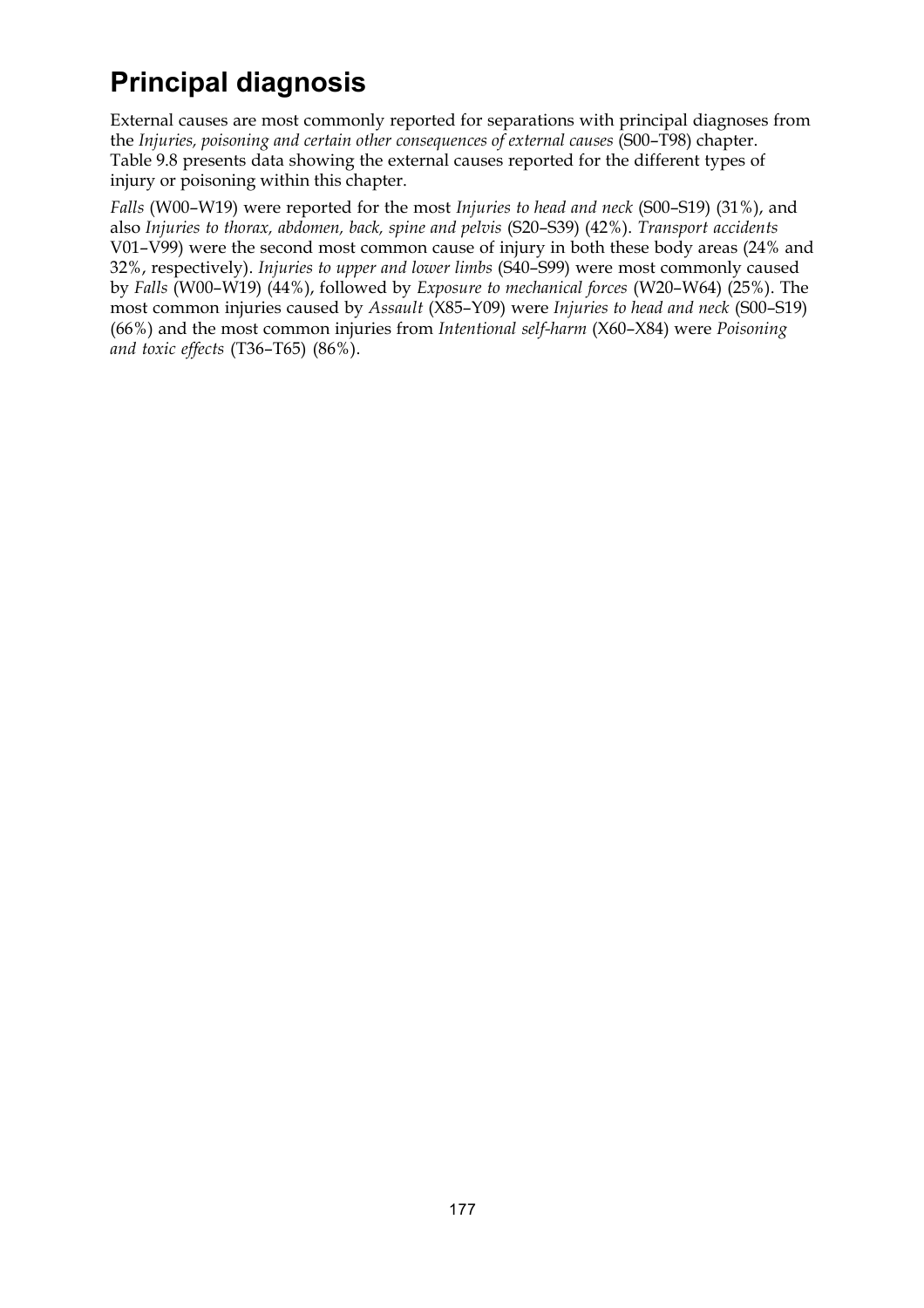## Principal diagnosis

External causes are most commonly reported for separations with principal diagnoses from the *Injuries, poisoning and certain other consequences of external causes* (S00–T98) chapter. Table 9.8 presents data showing the external causes reported for the different types of injury or poisoning within this chapter.

*Falls* (W00–W19) were reported for the most *Injuries to head and neck* (S00–S19) (31%), and also *Injuries to thorax, abdomen, back, spine and pelvis* (S20–S39) (42%). *Transport accidents* V01–V99) were the second most common cause of injury in both these body areas (24% and 32%, respectively). *Injuries to upper and lower limbs* (S40–S99) were most commonly caused by *Falls* (W00–W19) (44%), followed by *Exposure to mechanical forces* (W20–W64) (25%). The most common injuries caused by *Assault* (X85–Y09) were *Injuries to head and neck* (S00–S19) (66%) and the most common injuries from *Intentional self-harm* (X60–X84) were *Poisoning and toxic effects* (T36–T65) (86%).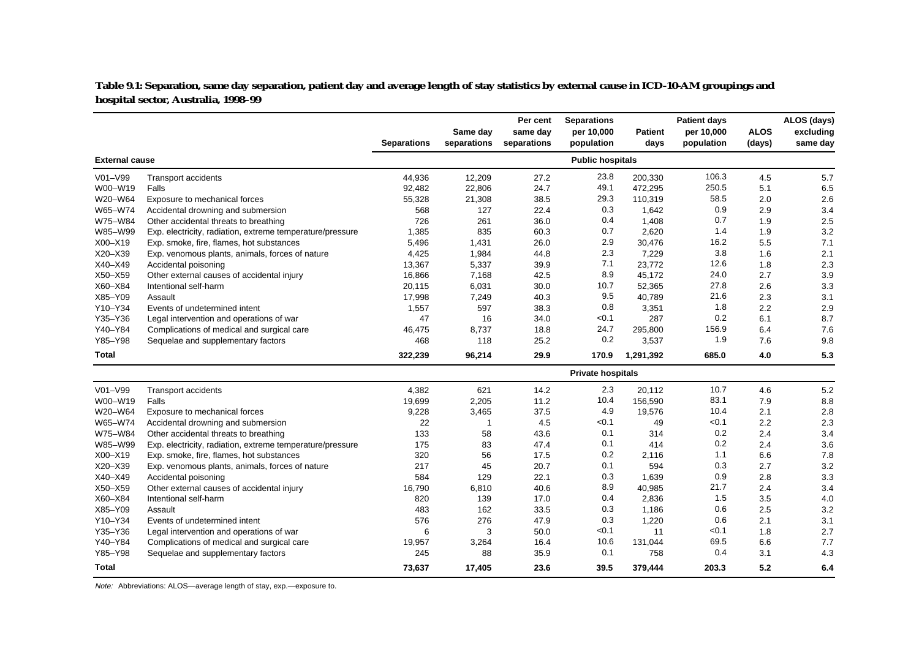**Table 9.1: Separation, same day separation, patient day and average length of stay statistics by external cause in ICD-10-AM groupings and hospital sector, Australia, 1998–99**

| External cause | | Separations | Same day separations | Per cent same day separations | Separations per 10,000 population | Patient days | Patient days per 10,000 population | ALOS (days) | ALOS (days) excluding same day |
|---|---|---|---|---|---|---|---|---|---|
| | | | | | **Public hospitals** | | | | |
| V01–V99 | Transport accidents | 44,936 | 12,209 | 27.2 | 23.8 | 200,330 | 106.3 | 4.5 | 5.7 |
| W00–W19 | Falls | 92,482 | 22,806 | 24.7 | 49.1 | 472,295 | 250.5 | 5.1 | 6.5 |
| W20–W64 | Exposure to mechanical forces | 55,328 | 21,308 | 38.5 | 29.3 | 110,319 | 58.5 | 2.0 | 2.6 |
| W65–W74 | Accidental drowning and submersion | 568 | 127 | 22.4 | 0.3 | 1,642 | 0.9 | 2.9 | 3.4 |
| W75–W84 | Other accidental threats to breathing | 726 | 261 | 36.0 | 0.4 | 1,408 | 0.7 | 1.9 | 2.5 |
| W85–W99 | Exp. electricity, radiation, extreme temperature/pressure | 1,385 | 835 | 60.3 | 0.7 | 2,620 | 1.4 | 1.9 | 3.2 |
| X00–X19 | Exp. smoke, fire, flames, hot substances | 5,496 | 1,431 | 26.0 | 2.9 | 30,476 | 16.2 | 5.5 | 7.1 |
| X20–X39 | Exp. venomous plants, animals, forces of nature | 4,425 | 1,984 | 44.8 | 2.3 | 7,229 | 3.8 | 1.6 | 2.1 |
| X40–X49 | Accidental poisoning | 13,367 | 5,337 | 39.9 | 7.1 | 23,772 | 12.6 | 1.8 | 2.3 |
| X50–X59 | Other external causes of accidental injury | 16,866 | 7,168 | 42.5 | 8.9 | 45,172 | 24.0 | 2.7 | 3.9 |
| X60–X84 | Intentional self-harm | 20,115 | 6,031 | 30.0 | 10.7 | 52,365 | 27.8 | 2.6 | 3.3 |
| X85–Y09 | Assault | 17,998 | 7,249 | 40.3 | 9.5 | 40,789 | 21.6 | 2.3 | 3.1 |
| Y10–Y34 | Events of undetermined intent | 1,557 | 597 | 38.3 | 0.8 | 3,351 | 1.8 | 2.2 | 2.9 |
| Y35–Y36 | Legal intervention and operations of war | 47 | 16 | 34.0 | <0.1 | 287 | 0.2 | 6.1 | 8.7 |
| Y40–Y84 | Complications of medical and surgical care | 46,475 | 8,737 | 18.8 | 24.7 | 295,800 | 156.9 | 6.4 | 7.6 |
| Y85–Y98 | Sequelae and supplementary factors | 468 | 118 | 25.2 | 0.2 | 3,537 | 1.9 | 7.6 | 9.8 |
| **Total** | | **322,239** | **96,214** | **29.9** | **170.9** | **1,291,392** | **685.0** | **4.0** | **5.3** |
| | | | | | **Private hospitals** | | | | |
| V01–V99 | Transport accidents | 4,382 | 621 | 14.2 | 2.3 | 20,112 | 10.7 | 4.6 | 5.2 |
| W00–W19 | Falls | 19,699 | 2,205 | 11.2 | 10.4 | 156,590 | 83.1 | 7.9 | 8.8 |
| W20–W64 | Exposure to mechanical forces | 9,228 | 3,465 | 37.5 | 4.9 | 19,576 | 10.4 | 2.1 | 2.8 |
| W65–W74 | Accidental drowning and submersion | 22 | 1 | 4.5 | <0.1 | 49 | <0.1 | 2.2 | 2.3 |
| W75–W84 | Other accidental threats to breathing | 133 | 58 | 43.6 | 0.1 | 314 | 0.2 | 2.4 | 3.4 |
| W85–W99 | Exp. electricity, radiation, extreme temperature/pressure | 175 | 83 | 47.4 | 0.1 | 414 | 0.2 | 2.4 | 3.6 |
| X00–X19 | Exp. smoke, fire, flames, hot substances | 320 | 56 | 17.5 | 0.2 | 2,116 | 1.1 | 6.6 | 7.8 |
| X20–X39 | Exp. venomous plants, animals, forces of nature | 217 | 45 | 20.7 | 0.1 | 594 | 0.3 | 2.7 | 3.2 |
| X40–X49 | Accidental poisoning | 584 | 129 | 22.1 | 0.3 | 1,639 | 0.9 | 2.8 | 3.3 |
| X50–X59 | Other external causes of accidental injury | 16,790 | 6,810 | 40.6 | 8.9 | 40,985 | 21.7 | 2.4 | 3.4 |
| X60–X84 | Intentional self-harm | 820 | 139 | 17.0 | 0.4 | 2,836 | 1.5 | 3.5 | 4.0 |
| X85–Y09 | Assault | 483 | 162 | 33.5 | 0.3 | 1,186 | 0.6 | 2.5 | 3.2 |
| Y10–Y34 | Events of undetermined intent | 576 | 276 | 47.9 | 0.3 | 1,220 | 0.6 | 2.1 | 3.1 |
| Y35–Y36 | Legal intervention and operations of war | 6 | 3 | 50.0 | <0.1 | 11 | <0.1 | 1.8 | 2.7 |
| Y40–Y84 | Complications of medical and surgical care | 19,957 | 3,264 | 16.4 | 10.6 | 131,044 | 69.5 | 6.6 | 7.7 |
| Y85–Y98 | Sequelae and supplementary factors | 245 | 88 | 35.9 | 0.1 | 758 | 0.4 | 3.1 | 4.3 |
| **Total** | | **73,637** | **17,405** | **23.6** | **39.5** | **379,444** | **203.3** | **5.2** | **6.4** |

*Note:* Abbreviations: ALOS—average length of stay, exp.—exposure to.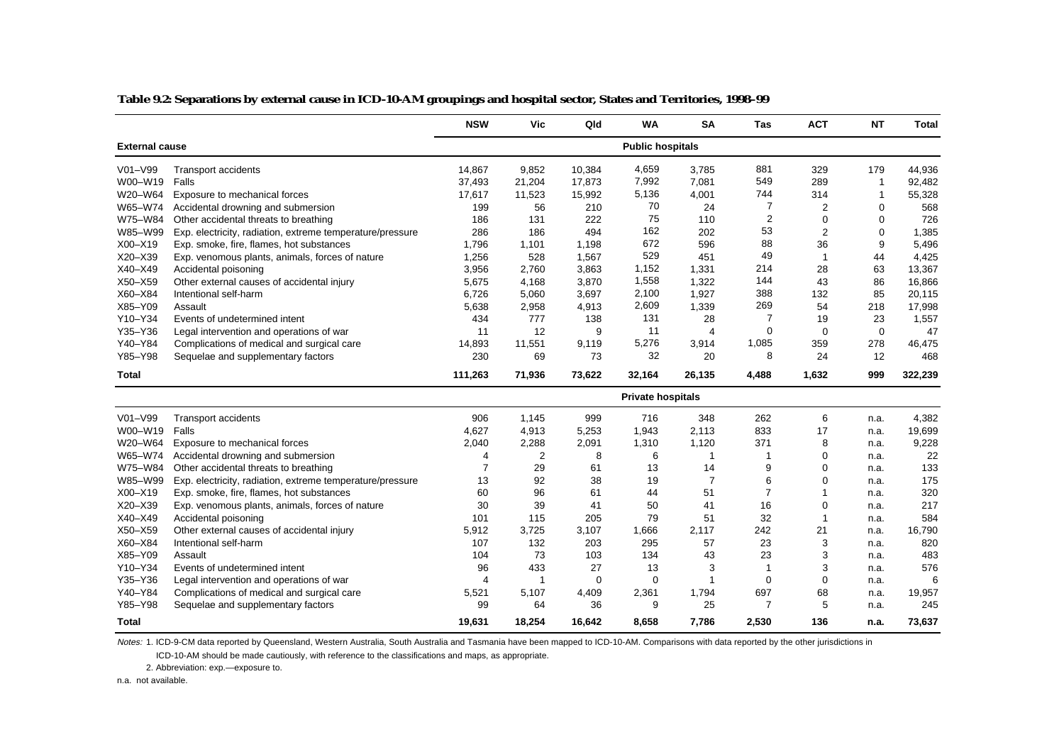**Table 9.2: Separations by external cause in ICD-10-AM groupings and hospital sector, States and Territories, 1998–99**

| External cause | | NSW | Vic | Qld | WA | SA | Tas | ACT | NT | Total |
|---|---|---|---|---|---|---|---|---|---|---|
| | | | | | **Public hospitals** | | | | | |
| V01–V99 | Transport accidents | 14,867 | 9,852 | 10,384 | 4,659 | 3,785 | 881 | 329 | 179 | 44,936 |
| W00–W19 | Falls | 37,493 | 21,204 | 17,873 | 7,992 | 7,081 | 549 | 289 | 1 | 92,482 |
| W20–W64 | Exposure to mechanical forces | 17,617 | 11,523 | 15,992 | 5,136 | 4,001 | 744 | 314 | 1 | 55,328 |
| W65–W74 | Accidental drowning and submersion | 199 | 56 | 210 | 70 | 24 | 7 | 2 | 0 | 568 |
| W75–W84 | Other accidental threats to breathing | 186 | 131 | 222 | 75 | 110 | 2 | 0 | 0 | 726 |
| W85–W99 | Exp. electricity, radiation, extreme temperature/pressure | 286 | 186 | 494 | 162 | 202 | 53 | 2 | 0 | 1,385 |
| X00–X19 | Exp. smoke, fire, flames, hot substances | 1,796 | 1,101 | 1,198 | 672 | 596 | 88 | 36 | 9 | 5,496 |
| X20–X39 | Exp. venomous plants, animals, forces of nature | 1,256 | 528 | 1,567 | 529 | 451 | 49 | 1 | 44 | 4,425 |
| X40–X49 | Accidental poisoning | 3,956 | 2,760 | 3,863 | 1,152 | 1,331 | 214 | 28 | 63 | 13,367 |
| X50–X59 | Other external causes of accidental injury | 5,675 | 4,168 | 3,870 | 1,558 | 1,322 | 144 | 43 | 86 | 16,866 |
| X60–X84 | Intentional self-harm | 6,726 | 5,060 | 3,697 | 2,100 | 1,927 | 388 | 132 | 85 | 20,115 |
| X85–Y09 | Assault | 5,638 | 2,958 | 4,913 | 2,609 | 1,339 | 269 | 54 | 218 | 17,998 |
| Y10–Y34 | Events of undetermined intent | 434 | 777 | 138 | 131 | 28 | 7 | 19 | 23 | 1,557 |
| Y35–Y36 | Legal intervention and operations of war | 11 | 12 | 9 | 11 | 4 | 0 | 0 | 0 | 47 |
| Y40–Y84 | Complications of medical and surgical care | 14,893 | 11,551 | 9,119 | 5,276 | 3,914 | 1,085 | 359 | 278 | 46,475 |
| Y85–Y98 | Sequelae and supplementary factors | 230 | 69 | 73 | 32 | 20 | 8 | 24 | 12 | 468 |
| **Total** | | **111,263** | **71,936** | **73,622** | **32,164** | **26,135** | **4,488** | **1,632** | **999** | **322,239** |
| | | | | | **Private hospitals** | | | | | |
| V01–V99 | Transport accidents | 906 | 1,145 | 999 | 716 | 348 | 262 | 6 | n.a. | 4,382 |
| W00–W19 | Falls | 4,627 | 4,913 | 5,253 | 1,943 | 2,113 | 833 | 17 | n.a. | 19,699 |
| W20–W64 | Exposure to mechanical forces | 2,040 | 2,288 | 2,091 | 1,310 | 1,120 | 371 | 8 | n.a. | 9,228 |
| W65–W74 | Accidental drowning and submersion | 4 | 2 | 8 | 6 | 1 | 1 | 0 | n.a. | 22 |
| W75–W84 | Other accidental threats to breathing | 7 | 29 | 61 | 13 | 14 | 9 | 0 | n.a. | 133 |
| W85–W99 | Exp. electricity, radiation, extreme temperature/pressure | 13 | 92 | 38 | 19 | 7 | 6 | 0 | n.a. | 175 |
| X00–X19 | Exp. smoke, fire, flames, hot substances | 60 | 96 | 61 | 44 | 51 | 7 | 1 | n.a. | 320 |
| X20–X39 | Exp. venomous plants, animals, forces of nature | 30 | 39 | 41 | 50 | 41 | 16 | 0 | n.a. | 217 |
| X40–X49 | Accidental poisoning | 101 | 115 | 205 | 79 | 51 | 32 | 1 | n.a. | 584 |
| X50–X59 | Other external causes of accidental injury | 5,912 | 3,725 | 3,107 | 1,666 | 2,117 | 242 | 21 | n.a. | 16,790 |
| X60–X84 | Intentional self-harm | 107 | 132 | 203 | 295 | 57 | 23 | 3 | n.a. | 820 |
| X85–Y09 | Assault | 104 | 73 | 103 | 134 | 43 | 23 | 3 | n.a. | 483 |
| Y10–Y34 | Events of undetermined intent | 96 | 433 | 27 | 13 | 3 | 1 | 3 | n.a. | 576 |
| Y35–Y36 | Legal intervention and operations of war | 4 | 1 | 0 | 0 | 1 | 0 | 0 | n.a. | 6 |
| Y40–Y84 | Complications of medical and surgical care | 5,521 | 5,107 | 4,409 | 2,361 | 1,794 | 697 | 68 | n.a. | 19,957 |
| Y85–Y98 | Sequelae and supplementary factors | 99 | 64 | 36 | 9 | 25 | 7 | 5 | n.a. | 245 |
| **Total** | | **19,631** | **18,254** | **16,642** | **8,658** | **7,786** | **2,530** | **136** | **n.a.** | **73,637** |

*Notes:* 1. ICD-9-CM data reported by Queensland, Western Australia, South Australia and Tasmania have been mapped to ICD-10-AM. Comparisons with data reported by the other jurisdictions in ICD-10-AM should be made cautiously, with reference to the classifications and maps, as appropriate.

2. Abbreviation: exp.—exposure to.

n.a. not available.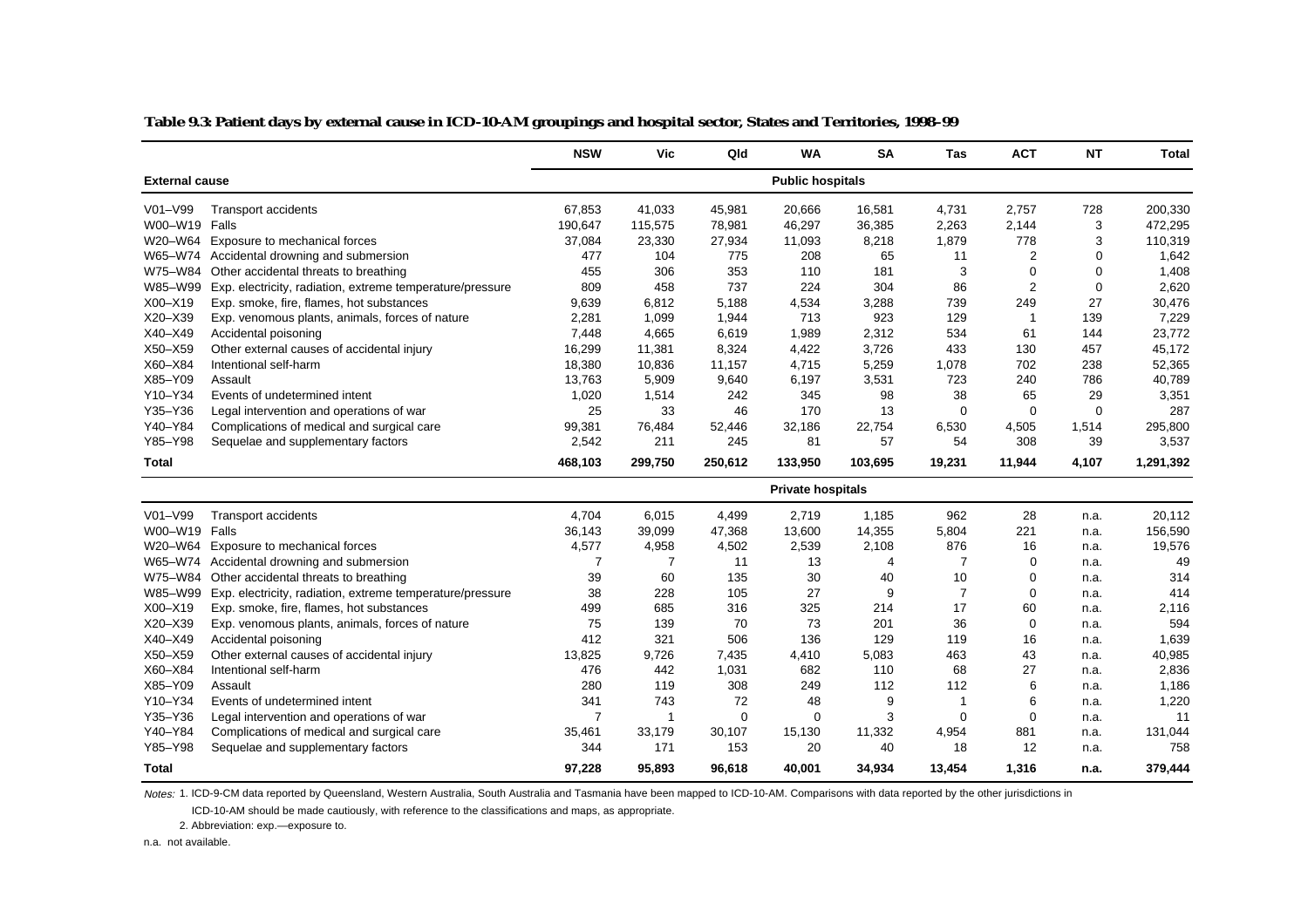**Table 9.3: Patient days by external cause in ICD-10-AM groupings and hospital sector, States and Territories, 1998–99**

| External cause | | NSW | Vic | Qld | WA | SA | Tas | ACT | NT | Total |
|---|---|---|---|---|---|---|---|---|---|---|
| | | | | | **Public hospitals** | | | | | |
| V01–V99 | Transport accidents | 67,853 | 41,033 | 45,981 | 20,666 | 16,581 | 4,731 | 2,757 | 728 | 200,330 |
| W00–W19 | Falls | 190,647 | 115,575 | 78,981 | 46,297 | 36,385 | 2,263 | 2,144 | 3 | 472,295 |
| W20–W64 | Exposure to mechanical forces | 37,084 | 23,330 | 27,934 | 11,093 | 8,218 | 1,879 | 778 | 3 | 110,319 |
| W65–W74 | Accidental drowning and submersion | 477 | 104 | 775 | 208 | 65 | 11 | 2 | 0 | 1,642 |
| W75–W84 | Other accidental threats to breathing | 455 | 306 | 353 | 110 | 181 | 3 | 0 | 0 | 1,408 |
| W85–W99 | Exp. electricity, radiation, extreme temperature/pressure | 809 | 458 | 737 | 224 | 304 | 86 | 2 | 0 | 2,620 |
| X00–X19 | Exp. smoke, fire, flames, hot substances | 9,639 | 6,812 | 5,188 | 4,534 | 3,288 | 739 | 249 | 27 | 30,476 |
| X20–X39 | Exp. venomous plants, animals, forces of nature | 2,281 | 1,099 | 1,944 | 713 | 923 | 129 | 1 | 139 | 7,229 |
| X40–X49 | Accidental poisoning | 7,448 | 4,665 | 6,619 | 1,989 | 2,312 | 534 | 61 | 144 | 23,772 |
| X50–X59 | Other external causes of accidental injury | 16,299 | 11,381 | 8,324 | 4,422 | 3,726 | 433 | 130 | 457 | 45,172 |
| X60–X84 | Intentional self-harm | 18,380 | 10,836 | 11,157 | 4,715 | 5,259 | 1,078 | 702 | 238 | 52,365 |
| X85–Y09 | Assault | 13,763 | 5,909 | 9,640 | 6,197 | 3,531 | 723 | 240 | 786 | 40,789 |
| Y10–Y34 | Events of undetermined intent | 1,020 | 1,514 | 242 | 345 | 98 | 38 | 65 | 29 | 3,351 |
| Y35–Y36 | Legal intervention and operations of war | 25 | 33 | 46 | 170 | 13 | 0 | 0 | 0 | 287 |
| Y40–Y84 | Complications of medical and surgical care | 99,381 | 76,484 | 52,446 | 32,186 | 22,754 | 6,530 | 4,505 | 1,514 | 295,800 |
| Y85–Y98 | Sequelae and supplementary factors | 2,542 | 211 | 245 | 81 | 57 | 54 | 308 | 39 | 3,537 |
| **Total** | | **468,103** | **299,750** | **250,612** | **133,950** | **103,695** | **19,231** | **11,944** | **4,107** | **1,291,392** |
| | | | | | **Private hospitals** | | | | | |
| V01–V99 | Transport accidents | 4,704 | 6,015 | 4,499 | 2,719 | 1,185 | 962 | 28 | n.a. | 20,112 |
| W00–W19 | Falls | 36,143 | 39,099 | 47,368 | 13,600 | 14,355 | 5,804 | 221 | n.a. | 156,590 |
| W20–W64 | Exposure to mechanical forces | 4,577 | 4,958 | 4,502 | 2,539 | 2,108 | 876 | 16 | n.a. | 19,576 |
| W65–W74 | Accidental drowning and submersion | 7 | 7 | 11 | 13 | 4 | 7 | 0 | n.a. | 49 |
| W75–W84 | Other accidental threats to breathing | 39 | 60 | 135 | 30 | 40 | 10 | 0 | n.a. | 314 |
| W85–W99 | Exp. electricity, radiation, extreme temperature/pressure | 38 | 228 | 105 | 27 | 9 | 7 | 0 | n.a. | 414 |
| X00–X19 | Exp. smoke, fire, flames, hot substances | 499 | 685 | 316 | 325 | 214 | 17 | 60 | n.a. | 2,116 |
| X20–X39 | Exp. venomous plants, animals, forces of nature | 75 | 139 | 70 | 73 | 201 | 36 | 0 | n.a. | 594 |
| X40–X49 | Accidental poisoning | 412 | 321 | 506 | 136 | 129 | 119 | 16 | n.a. | 1,639 |
| X50–X59 | Other external causes of accidental injury | 13,825 | 9,726 | 7,435 | 4,410 | 5,083 | 463 | 43 | n.a. | 40,985 |
| X60–X84 | Intentional self-harm | 476 | 442 | 1,031 | 682 | 110 | 68 | 27 | n.a. | 2,836 |
| X85–Y09 | Assault | 280 | 119 | 308 | 249 | 112 | 112 | 6 | n.a. | 1,186 |
| Y10–Y34 | Events of undetermined intent | 341 | 743 | 72 | 48 | 9 | 1 | 6 | n.a. | 1,220 |
| Y35–Y36 | Legal intervention and operations of war | 7 | 1 | 0 | 0 | 3 | 0 | 0 | n.a. | 11 |
| Y40–Y84 | Complications of medical and surgical care | 35,461 | 33,179 | 30,107 | 15,130 | 11,332 | 4,954 | 881 | n.a. | 131,044 |
| Y85–Y98 | Sequelae and supplementary factors | 344 | 171 | 153 | 20 | 40 | 18 | 12 | n.a. | 758 |
| **Total** | | **97,228** | **95,893** | **96,618** | **40,001** | **34,934** | **13,454** | **1,316** | **n.a.** | **379,444** |

*Notes:* 1. ICD-9-CM data reported by Queensland, Western Australia, South Australia and Tasmania have been mapped to ICD-10-AM. Comparisons with data reported by the other jurisdictions in ICD-10-AM should be made cautiously, with reference to the classifications and maps, as appropriate.

2. Abbreviation: exp.—exposure to.

n.a. not available.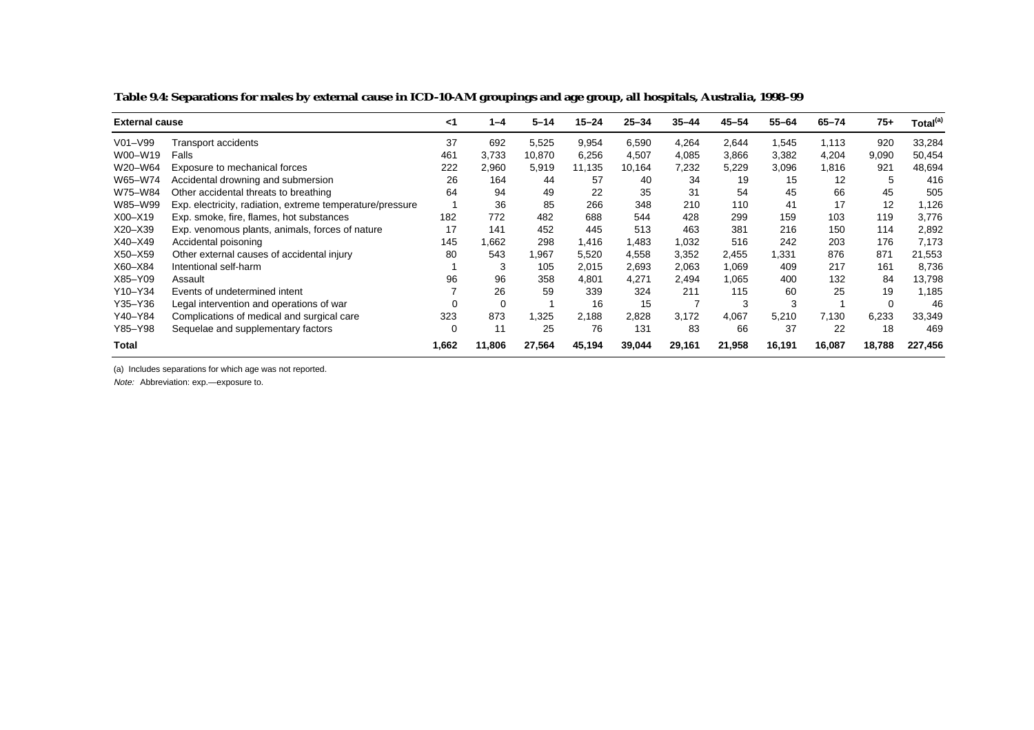**Table 9.4: Separations for males by external cause in ICD-10-AM groupings and age group, all hospitals, Australia, 1998–99**

| External cause | | <1 | 1–4 | 5–14 | 15–24 | 25–34 | 35–44 | 45–54 | 55–64 | 65–74 | 75+ | Total[(a)] |
|---|---|---|---|---|---|---|---|---|---|---|---|---|
| V01–V99 | Transport accidents | 37 | 692 | 5,525 | 9,954 | 6,590 | 4,264 | 2,644 | 1,545 | 1,113 | 920 | 33,284 |
| W00–W19 | Falls | 461 | 3,733 | 10,870 | 6,256 | 4,507 | 4,085 | 3,866 | 3,382 | 4,204 | 9,090 | 50,454 |
| W20–W64 | Exposure to mechanical forces | 222 | 2,960 | 5,919 | 11,135 | 10,164 | 7,232 | 5,229 | 3,096 | 1,816 | 921 | 48,694 |
| W65–W74 | Accidental drowning and submersion | 26 | 164 | 44 | 57 | 40 | 34 | 19 | 15 | 12 | 5 | 416 |
| W75–W84 | Other accidental threats to breathing | 64 | 94 | 49 | 22 | 35 | 31 | 54 | 45 | 66 | 45 | 505 |
| W85–W99 | Exp. electricity, radiation, extreme temperature/pressure | 1 | 36 | 85 | 266 | 348 | 210 | 110 | 41 | 17 | 12 | 1,126 |
| X00–X19 | Exp. smoke, fire, flames, hot substances | 182 | 772 | 482 | 688 | 544 | 428 | 299 | 159 | 103 | 119 | 3,776 |
| X20–X39 | Exp. venomous plants, animals, forces of nature | 17 | 141 | 452 | 445 | 513 | 463 | 381 | 216 | 150 | 114 | 2,892 |
| X40–X49 | Accidental poisoning | 145 | 1,662 | 298 | 1,416 | 1,483 | 1,032 | 516 | 242 | 203 | 176 | 7,173 |
| X50–X59 | Other external causes of accidental injury | 80 | 543 | 1,967 | 5,520 | 4,558 | 3,352 | 2,455 | 1,331 | 876 | 871 | 21,553 |
| X60–X84 | Intentional self-harm | 1 | 3 | 105 | 2,015 | 2,693 | 2,063 | 1,069 | 409 | 217 | 161 | 8,736 |
| X85–Y09 | Assault | 96 | 96 | 358 | 4,801 | 4,271 | 2,494 | 1,065 | 400 | 132 | 84 | 13,798 |
| Y10–Y34 | Events of undetermined intent | 7 | 26 | 59 | 339 | 324 | 211 | 115 | 60 | 25 | 19 | 1,185 |
| Y35–Y36 | Legal intervention and operations of war | 0 | 0 | 1 | 16 | 15 | 7 | 3 | 3 | 1 | 0 | 46 |
| Y40–Y84 | Complications of medical and surgical care | 323 | 873 | 1,325 | 2,188 | 2,828 | 3,172 | 4,067 | 5,210 | 7,130 | 6,233 | 33,349 |
| Y85–Y98 | Sequelae and supplementary factors | 0 | 11 | 25 | 76 | 131 | 83 | 66 | 37 | 22 | 18 | 469 |
| **Total** | | **1,662** | **11,806** | **27,564** | **45,194** | **39,044** | **29,161** | **21,958** | **16,191** | **16,087** | **18,788** | **227,456** |

(a) Includes separations for which age was not reported.

*Note:* Abbreviation: exp.—exposure to.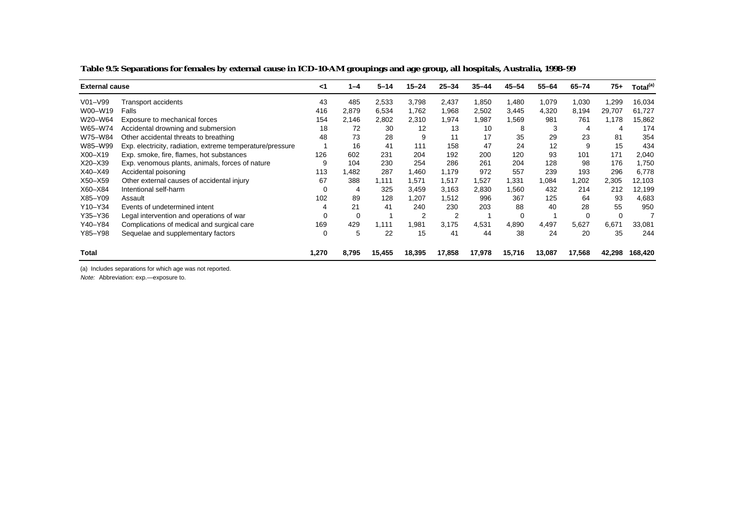**Table 9.5: Separations for females by external cause in ICD-10-AM groupings and age group, all hospitals, Australia, 1998–99**

| External cause | | <1 | 1–4 | 5–14 | 15–24 | 25–34 | 35–44 | 45–54 | 55–64 | 65–74 | 75+ | Total[(a)] |
|---|---|---|---|---|---|---|---|---|---|---|---|---|
| V01–V99 | Transport accidents | 43 | 485 | 2,533 | 3,798 | 2,437 | 1,850 | 1,480 | 1,079 | 1,030 | 1,299 | 16,034 |
| W00–W19 | Falls | 416 | 2,879 | 6,534 | 1,762 | 1,968 | 2,502 | 3,445 | 4,320 | 8,194 | 29,707 | 61,727 |
| W20–W64 | Exposure to mechanical forces | 154 | 2,146 | 2,802 | 2,310 | 1,974 | 1,987 | 1,569 | 981 | 761 | 1,178 | 15,862 |
| W65–W74 | Accidental drowning and submersion | 18 | 72 | 30 | 12 | 13 | 10 | 8 | 3 | 4 | 4 | 174 |
| W75–W84 | Other accidental threats to breathing | 48 | 73 | 28 | 9 | 11 | 17 | 35 | 29 | 23 | 81 | 354 |
| W85–W99 | Exp. electricity, radiation, extreme temperature/pressure | 1 | 16 | 41 | 111 | 158 | 47 | 24 | 12 | 9 | 15 | 434 |
| X00–X19 | Exp. smoke, fire, flames, hot substances | 126 | 602 | 231 | 204 | 192 | 200 | 120 | 93 | 101 | 171 | 2,040 |
| X20–X39 | Exp. venomous plants, animals, forces of nature | 9 | 104 | 230 | 254 | 286 | 261 | 204 | 128 | 98 | 176 | 1,750 |
| X40–X49 | Accidental poisoning | 113 | 1,482 | 287 | 1,460 | 1,179 | 972 | 557 | 239 | 193 | 296 | 6,778 |
| X50–X59 | Other external causes of accidental injury | 67 | 388 | 1,111 | 1,571 | 1,517 | 1,527 | 1,331 | 1,084 | 1,202 | 2,305 | 12,103 |
| X60–X84 | Intentional self-harm | 0 | 4 | 325 | 3,459 | 3,163 | 2,830 | 1,560 | 432 | 214 | 212 | 12,199 |
| X85–Y09 | Assault | 102 | 89 | 128 | 1,207 | 1,512 | 996 | 367 | 125 | 64 | 93 | 4,683 |
| Y10–Y34 | Events of undetermined intent | 4 | 21 | 41 | 240 | 230 | 203 | 88 | 40 | 28 | 55 | 950 |
| Y35–Y36 | Legal intervention and operations of war | 0 | 0 | 1 | 2 | 2 | 1 | 0 | 1 | 0 | 0 | 7 |
| Y40–Y84 | Complications of medical and surgical care | 169 | 429 | 1,111 | 1,981 | 3,175 | 4,531 | 4,890 | 4,497 | 5,627 | 6,671 | 33,081 |
| Y85–Y98 | Sequelae and supplementary factors | 0 | 5 | 22 | 15 | 41 | 44 | 38 | 24 | 20 | 35 | 244 |
| **Total** | | **1,270** | **8,795** | **15,455** | **18,395** | **17,858** | **17,978** | **15,716** | **13,087** | **17,568** | **42,298** | **168,420** |

(a) Includes separations for which age was not reported.

*Note:* Abbreviation: exp.—exposure to.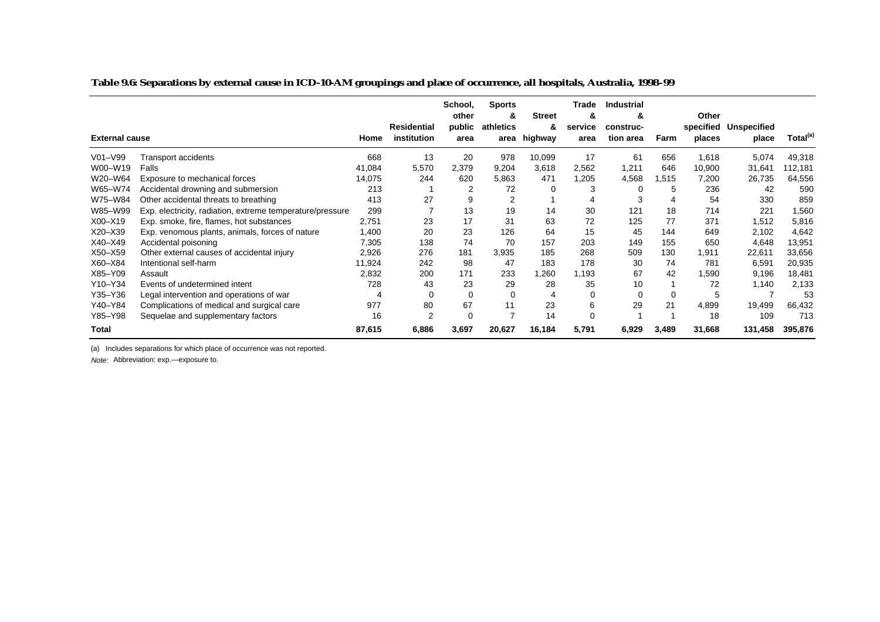**Table 9.6: Separations by external cause in ICD-10-AM groupings and place of occurrence, all hospitals, Australia, 1998–99**

| External cause | | Home | Residential institution | School, other public area | Sports & athletics area | Street & highway | Trade & service area | Industrial & construction area | Farm | Other specified places | Unspecified place | Total[(a)] |
|---|---|---|---|---|---|---|---|---|---|---|---|---|
| V01–V99 | Transport accidents | 668 | 13 | 20 | 978 | 10,099 | 17 | 61 | 656 | 1,618 | 5,074 | 49,318 |
| W00–W19 | Falls | 41,084 | 5,570 | 2,379 | 9,204 | 3,618 | 2,562 | 1,211 | 646 | 10,900 | 31,641 | 112,181 |
| W20–W64 | Exposure to mechanical forces | 14,075 | 244 | 620 | 5,863 | 471 | 1,205 | 4,568 | 1,515 | 7,200 | 26,735 | 64,556 |
| W65–W74 | Accidental drowning and submersion | 213 | 1 | 2 | 72 | 0 | 3 | 0 | 5 | 236 | 42 | 590 |
| W75–W84 | Other accidental threats to breathing | 413 | 27 | 9 | 2 | 1 | 4 | 3 | 4 | 54 | 330 | 859 |
| W85–W99 | Exp. electricity, radiation, extreme temperature/pressure | 299 | 7 | 13 | 19 | 14 | 30 | 121 | 18 | 714 | 221 | 1,560 |
| X00–X19 | Exp. smoke, fire, flames, hot substances | 2,751 | 23 | 17 | 31 | 63 | 72 | 125 | 77 | 371 | 1,512 | 5,816 |
| X20–X39 | Exp. venomous plants, animals, forces of nature | 1,400 | 20 | 23 | 126 | 64 | 15 | 45 | 144 | 649 | 2,102 | 4,642 |
| X40–X49 | Accidental poisoning | 7,305 | 138 | 74 | 70 | 157 | 203 | 149 | 155 | 650 | 4,648 | 13,951 |
| X50–X59 | Other external causes of accidental injury | 2,926 | 276 | 181 | 3,935 | 185 | 268 | 509 | 130 | 1,911 | 22,611 | 33,656 |
| X60–X84 | Intentional self-harm | 11,924 | 242 | 98 | 47 | 183 | 178 | 30 | 74 | 781 | 6,591 | 20,935 |
| X85–Y09 | Assault | 2,832 | 200 | 171 | 233 | 1,260 | 1,193 | 67 | 42 | 1,590 | 9,196 | 18,481 |
| Y10–Y34 | Events of undetermined intent | 728 | 43 | 23 | 29 | 28 | 35 | 10 | 1 | 72 | 1,140 | 2,133 |
| Y35–Y36 | Legal intervention and operations of war | 4 | 0 | 0 | 0 | 4 | 0 | 0 | 0 | 5 | 7 | 53 |
| Y40–Y84 | Complications of medical and surgical care | 977 | 80 | 67 | 11 | 23 | 6 | 29 | 21 | 4,899 | 19,499 | 66,432 |
| Y85–Y98 | Sequelae and supplementary factors | 16 | 2 | 0 | 7 | 14 | 0 | 1 | 1 | 18 | 109 | 713 |
| **Total** | | **87,615** | **6,886** | **3,697** | **20,627** | **16,184** | **5,791** | **6,929** | **3,489** | **31,668** | **131,458** | **395,876** |

(a) Includes separations for which place of occurrence was not reported.

*Note:* Abbreviation: exp.—exposure to.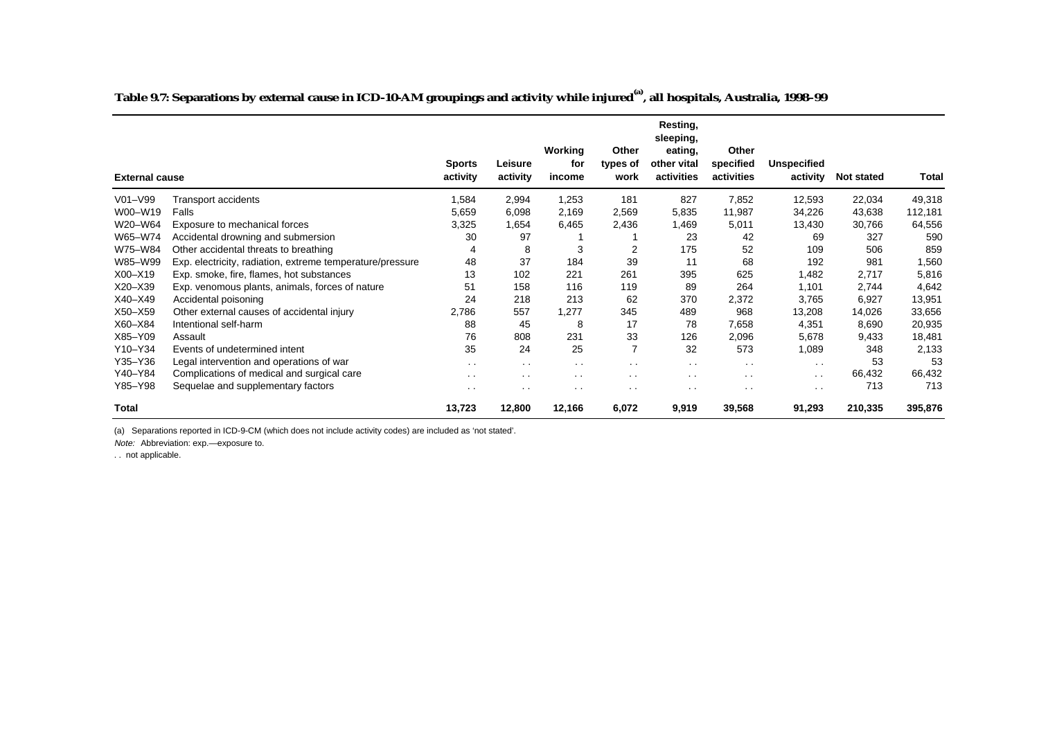**Table 9.7: Separations by external cause in ICD-10-AM groupings and activity while injured[(a)], all hospitals, Australia, 1998–99**

| External cause | | Sports activity | Leisure activity | Working for income | Other types of work | Resting, sleeping, eating, other vital activities | Other specified activities | Unspecified activity | Not stated | Total |
|---|---|---|---|---|---|---|---|---|---|---|
| V01–V99 | Transport accidents | 1,584 | 2,994 | 1,253 | 181 | 827 | 7,852 | 12,593 | 22,034 | 49,318 |
| W00–W19 | Falls | 5,659 | 6,098 | 2,169 | 2,569 | 5,835 | 11,987 | 34,226 | 43,638 | 112,181 |
| W20–W64 | Exposure to mechanical forces | 3,325 | 1,654 | 6,465 | 2,436 | 1,469 | 5,011 | 13,430 | 30,766 | 64,556 |
| W65–W74 | Accidental drowning and submersion | 30 | 97 | 1 | 1 | 23 | 42 | 69 | 327 | 590 |
| W75–W84 | Other accidental threats to breathing | 4 | 8 | 3 | 2 | 175 | 52 | 109 | 506 | 859 |
| W85–W99 | Exp. electricity, radiation, extreme temperature/pressure | 48 | 37 | 184 | 39 | 11 | 68 | 192 | 981 | 1,560 |
| X00–X19 | Exp. smoke, fire, flames, hot substances | 13 | 102 | 221 | 261 | 395 | 625 | 1,482 | 2,717 | 5,816 |
| X20–X39 | Exp. venomous plants, animals, forces of nature | 51 | 158 | 116 | 119 | 89 | 264 | 1,101 | 2,744 | 4,642 |
| X40–X49 | Accidental poisoning | 24 | 218 | 213 | 62 | 370 | 2,372 | 3,765 | 6,927 | 13,951 |
| X50–X59 | Other external causes of accidental injury | 2,786 | 557 | 1,277 | 345 | 489 | 968 | 13,208 | 14,026 | 33,656 |
| X60–X84 | Intentional self-harm | 88 | 45 | 8 | 17 | 78 | 7,658 | 4,351 | 8,690 | 20,935 |
| X85–Y09 | Assault | 76 | 808 | 231 | 33 | 126 | 2,096 | 5,678 | 9,433 | 18,481 |
| Y10–Y34 | Events of undetermined intent | 35 | 24 | 25 | 7 | 32 | 573 | 1,089 | 348 | 2,133 |
| Y35–Y36 | Legal intervention and operations of war | . . | . . | . . | . . | . . | . . | . . | 53 | 53 |
| Y40–Y84 | Complications of medical and surgical care | . . | . . | . . | . . | . . | . . | . . | 66,432 | 66,432 |
| Y85–Y98 | Sequelae and supplementary factors | . . | . . | . . | . . | . . | . . | . . | 713 | 713 |
| **Total** | | **13,723** | **12,800** | **12,166** | **6,072** | **9,919** | **39,568** | **91,293** | **210,335** | **395,876** |

(a) Separations reported in ICD-9-CM (which does not include activity codes) are included as 'not stated'.

*Note:* Abbreviation: exp.—exposure to.

. . not applicable.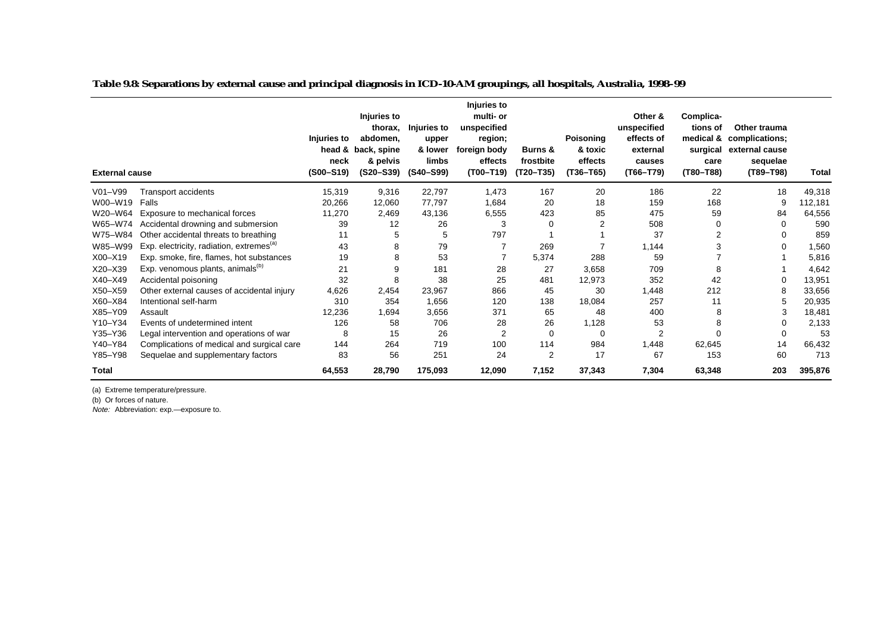**Table 9.8: Separations by external cause and principal diagnosis in ICD-10-AM groupings, all hospitals, Australia, 1998–99**

| External cause | | Injuries to head & neck (S00–S19) | Injuries to thorax, abdomen, back, spine & pelvis (S20–S39) | Injuries to upper & lower limbs (S40–S99) | Injuries to multi- or unspecified region; foreign body effects (T00–T19) | Burns & frostbite (T20–T35) | Poisoning & toxic effects (T36–T65) | Other & unspecified effects of external causes (T66–T79) | Complications of medical & surgical care (T80–T88) | Other trauma complications; external cause sequelae (T89–T98) | Total |
|---|---|---|---|---|---|---|---|---|---|---|---|
| V01–V99 | Transport accidents | 15,319 | 9,316 | 22,797 | 1,473 | 167 | 20 | 186 | 22 | 18 | 49,318 |
| W00–W19 | Falls | 20,266 | 12,060 | 77,797 | 1,684 | 20 | 18 | 159 | 168 | 9 | 112,181 |
| W20–W64 | Exposure to mechanical forces | 11,270 | 2,469 | 43,136 | 6,555 | 423 | 85 | 475 | 59 | 84 | 64,556 |
| W65–W74 | Accidental drowning and submersion | 39 | 12 | 26 | 3 | 0 | 2 | 508 | 0 | 0 | 590 |
| W75–W84 | Other accidental threats to breathing | 11 | 5 | 5 | 797 | 1 | 1 | 37 | 2 | 0 | 859 |
| W85–W99 | Exp. electricity, radiation, extremes[(a)] | 43 | 8 | 79 | 7 | 269 | 7 | 1,144 | 3 | 0 | 1,560 |
| X00–X19 | Exp. smoke, fire, flames, hot substances | 19 | 8 | 53 | 7 | 5,374 | 288 | 59 | 7 | 1 | 5,816 |
| X20–X39 | Exp. venomous plants, animals[(b)] | 21 | 9 | 181 | 28 | 27 | 3,658 | 709 | 8 | 1 | 4,642 |
| X40–X49 | Accidental poisoning | 32 | 8 | 38 | 25 | 481 | 12,973 | 352 | 42 | 0 | 13,951 |
| X50–X59 | Other external causes of accidental injury | 4,626 | 2,454 | 23,967 | 866 | 45 | 30 | 1,448 | 212 | 8 | 33,656 |
| X60–X84 | Intentional self-harm | 310 | 354 | 1,656 | 120 | 138 | 18,084 | 257 | 11 | 5 | 20,935 |
| X85–Y09 | Assault | 12,236 | 1,694 | 3,656 | 371 | 65 | 48 | 400 | 8 | 3 | 18,481 |
| Y10–Y34 | Events of undetermined intent | 126 | 58 | 706 | 28 | 26 | 1,128 | 53 | 8 | 0 | 2,133 |
| Y35–Y36 | Legal intervention and operations of war | 8 | 15 | 26 | 2 | 0 | 0 | 2 | 0 | 0 | 53 |
| Y40–Y84 | Complications of medical and surgical care | 144 | 264 | 719 | 100 | 114 | 984 | 1,448 | 62,645 | 14 | 66,432 |
| Y85–Y98 | Sequelae and supplementary factors | 83 | 56 | 251 | 24 | 2 | 17 | 67 | 153 | 60 | 713 |
| **Total** | | **64,553** | **28,790** | **175,093** | **12,090** | **7,152** | **37,343** | **7,304** | **63,348** | **203** | **395,876** |

(a) Extreme temperature/pressure.

(b) Or forces of nature.

*Note:* Abbreviation: exp.—exposure to.